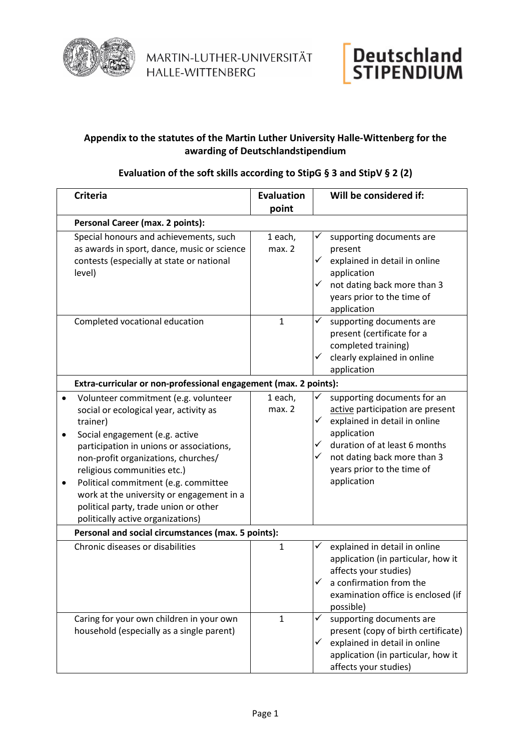MARTIN-LUTHER-UNIVERSITÄT HALLE-WITTENBERG

Deutschland STIPENDIUM

## Appendix to the statutes of the Martin Luther University Halle-Wittenberg for the awarding of Deutschlandstipendium

### Evaluation of the soft skills according to StipG § 3 and StipV § 2 (2)

| Criteria | Evaluation point | Will be considered if: |
|---|---|---|
| **Personal Career (max. 2 points):** | | |
| Special honours and achievements, such as awards in sport, dance, music or science contests (especially at state or national level) | 1 each, max. 2 | ✓ supporting documents are present<br>✓ explained in detail in online application<br>✓ not dating back more than 3 years prior to the time of application |
| Completed vocational education | 1 | ✓ supporting documents are present (certificate for a completed training)<br>✓ clearly explained in online application |
| **Extra-curricular or non-professional engagement (max. 2 points):** | | |
| • Volunteer commitment (e.g. volunteer social or ecological year, activity as trainer)<br>• Social engagement (e.g. active participation in unions or associations, non-profit organizations, churches/ religious communities etc.)<br>• Political commitment (e.g. committee work at the university or engagement in a political party, trade union or other politically active organizations) | 1 each, max. 2 | ✓ supporting documents for an <u>active</u> participation are present<br>✓ explained in detail in online application<br>✓ duration of at least 6 months<br>✓ not dating back more than 3 years prior to the time of application |
| **Personal and social circumstances (max. 5 points):** | | |
| Chronic diseases or disabilities | 1 | ✓ explained in detail in online application (in particular, how it affects your studies)<br>✓ a confirmation from the examination office is enclosed (if possible) |
| Caring for your own children in your own household (especially as a single parent) | 1 | ✓ supporting documents are present (copy of birth certificate)<br>✓ explained in detail in online application (in particular, how it affects your studies) |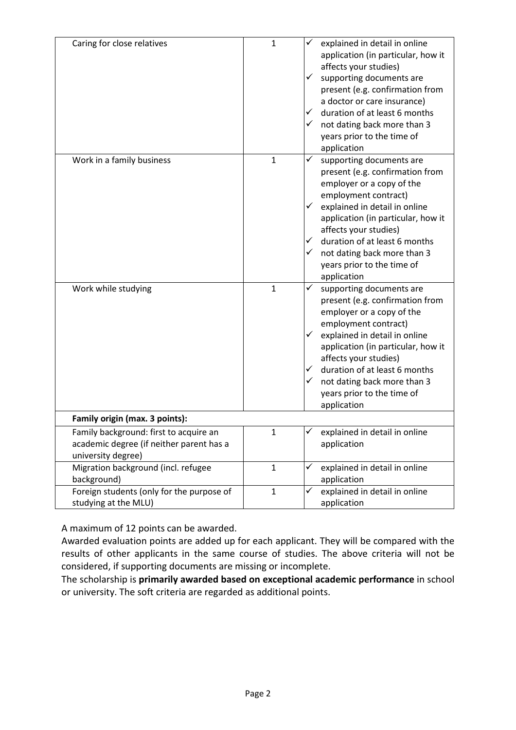| | | |
|---|---|---|
| Caring for close relatives | 1 | ✓ explained in detail in online application (in particular, how it affects your studies)<br>✓ supporting documents are present (e.g. confirmation from a doctor or care insurance)<br>✓ duration of at least 6 months<br>✓ not dating back more than 3 years prior to the time of application |
| Work in a family business | 1 | ✓ supporting documents are present (e.g. confirmation from employer or a copy of the employment contract)<br>✓ explained in detail in online application (in particular, how it affects your studies)<br>✓ duration of at least 6 months<br>✓ not dating back more than 3 years prior to the time of application |
| Work while studying | 1 | ✓ supporting documents are present (e.g. confirmation from employer or a copy of the employment contract)<br>✓ explained in detail in online application (in particular, how it affects your studies)<br>✓ duration of at least 6 months<br>✓ not dating back more than 3 years prior to the time of application |
| **Family origin (max. 3 points):** | | |
| Family background: first to acquire an academic degree (if neither parent has a university degree) | 1 | ✓ explained in detail in online application |
| Migration background (incl. refugee background) | 1 | ✓ explained in detail in online application |
| Foreign students (only for the purpose of studying at the MLU) | 1 | ✓ explained in detail in online application |

A maximum of 12 points can be awarded.

Awarded evaluation points are added up for each applicant. They will be compared with the results of other applicants in the same course of studies. The above criteria will not be considered, if supporting documents are missing or incomplete.

The scholarship is **primarily awarded based on exceptional academic performance** in school or university. The soft criteria are regarded as additional points.